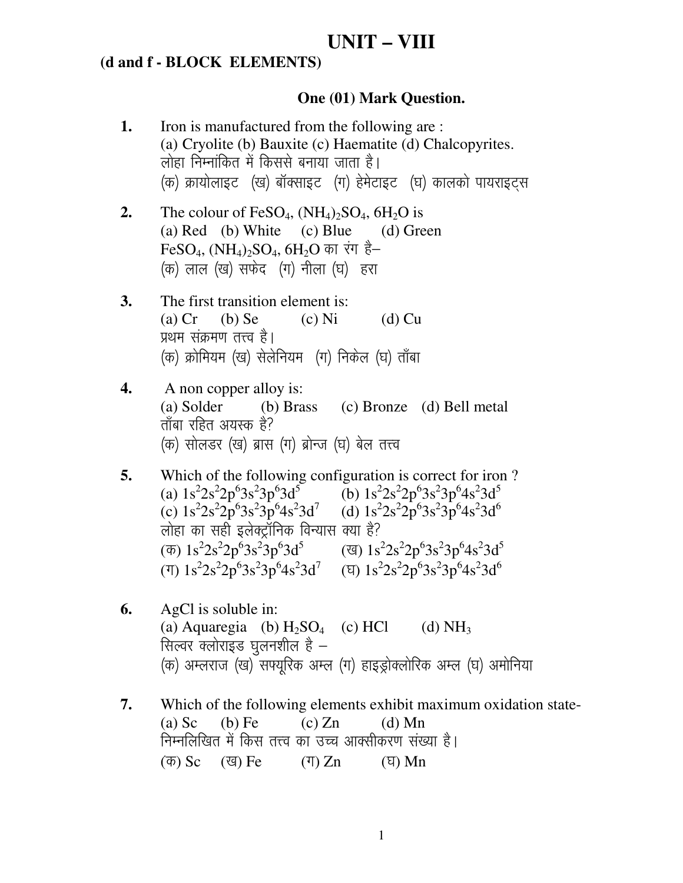# UNIT – VIII

## (d and f - BLOCK ELEMENTS)

### One (01) Mark Question.

**1.** Iron is manufactured from the following are :
(a) Cryolite (b) Bauxite (c) Haematite (d) Chalcopyrites.
लोहा निम्नांकित में किससे बनाया जाता है।
(क) क्रायोलाइट (ख) बॉक्साइट (ग) हेमेटाइट (घ) कालको पायराइट्स

**2.** The colour of $FeSO_4$, $(NH_4)_2SO_4$, $6H_2O$ is
(a) Red (b) White (c) Blue (d) Green
$FeSO_4$, $(NH_4)_2SO_4$, $6H_2O$ का रंग है–
(क) लाल (ख) सफेद (ग) नीला (घ) हरा

**3.** The first transition element is:
(a) Cr (b) Se (c) Ni (d) Cu
प्रथम संक्रमण तत्त्व है।
(क) क्रोमियम (ख) सेलेनियम (ग) निकेल (घ) ताँबा

**4.** A non copper alloy is:
(a) Solder (b) Brass (c) Bronze (d) Bell metal
ताँबा रहित अयस्क है?
(क) सोलडर (ख) ब्रास (ग) ब्रोन्ज (घ) बेल तत्त्व

**5.** Which of the following configuration is correct for iron ?
(a) $1s^22s^22p^63s^23p^63d^5$ (b) $1s^22s^22p^63s^23p^64s^23d^5$
(c) $1s^22s^22p^63s^23p^64s^23d^7$ (d) $1s^22s^22p^63s^23p^64s^23d^6$
लोहा का सही इलेक्ट्रॉनिक विन्यास क्या है?
(क) $1s^22s^22p^63s^23p^63d^5$ (ख) $1s^22s^22p^63s^23p^64s^23d^5$
(ग) $1s^22s^22p^63s^23p^64s^23d^7$ (घ) $1s^22s^22p^63s^23p^64s^23d^6$

**6.** AgCl is soluble in:
(a) Aquaregia (b) $H_2SO_4$ (c) HCl (d) $NH_3$
सिल्वर क्लोराइड घुलनशील है –
(क) अम्लराज (ख) सफ्यूरिक अम्ल (ग) हाइड्रोक्लोरिक अम्ल (घ) अमोनिया

**7.** Which of the following elements exhibit maximum oxidation state-
(a) Sc (b) Fe (c) Zn (d) Mn
निम्नलिखित में किस तत्त्व का उच्च आक्सीकरण संख्या है।
(क) Sc (ख) Fe (ग) Zn (घ) Mn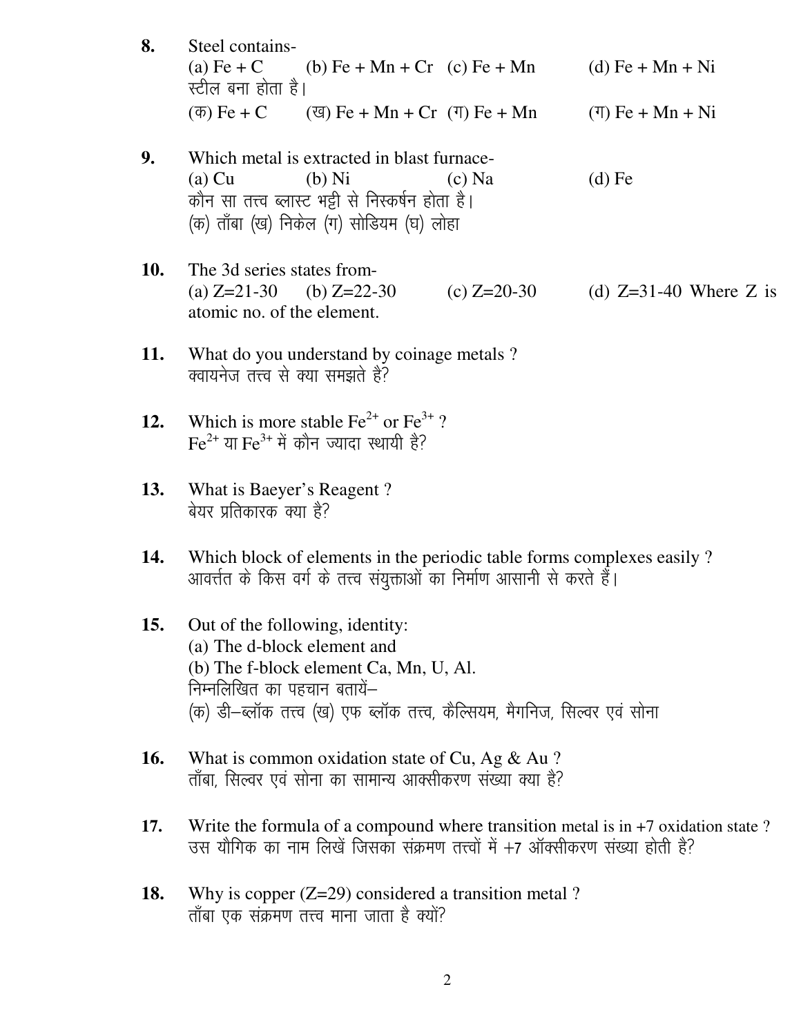**8.** Steel contains-
(a) Fe + C (b) Fe + Mn + Cr (c) Fe + Mn (d) Fe + Mn + Ni
स्टील बना होता है।
(क) Fe + C (ख) Fe + Mn + Cr (ग) Fe + Mn (ग) Fe + Mn + Ni

**9.** Which metal is extracted in blast furnace-
(a) Cu (b) Ni (c) Na (d) Fe
कौन सा तत्त्व ब्लास्ट भट्ठी से निस्कर्षन होता है।
(क) ताँबा (ख) निकेल (ग) सोडियम (घ) लोहा

**10.** The 3d series states from-
(a) Z=21-30 (b) Z=22-30 (c) Z=20-30 (d) Z=31-40 Where Z is atomic no. of the element.

**11.** What do you understand by coinage metals ?
क्वायनेज तत्त्व से क्या समझते हैं?

**12.** Which is more stable $Fe^{2+}$ or $Fe^{3+}$ ?
$Fe^{2+}$ या $Fe^{3+}$ में कौन ज्यादा स्थायी है?

**13.** What is Baeyer's Reagent ?
बेयर प्रतिकारक क्या है?

**14.** Which block of elements in the periodic table forms complexes easily ?
आवर्त्तत के किस वर्ग के तत्त्व संयुक्ताओं का निर्माण आसानी से करते हैं।

**15.** Out of the following, identity:
(a) The d-block element and
(b) The f-block element Ca, Mn, U, Al.
निम्नलिखित का पहचान बतायें–
(क) डी–ब्लॉक तत्त्व (ख) एफ ब्लॉक तत्त्व, कैल्सियम, मैगनिज, सिल्वर एवं सोना

**16.** What is common oxidation state of Cu, Ag & Au ?
ताँबा, सिल्वर एवं सोना का सामान्य आक्सीकरण संख्या क्या है?

**17.** Write the formula of a compound where transition metal is in +7 oxidation state ?
उस यौगिक का नाम लिखें जिसका संक्रमण तत्त्वों में +7 ऑक्सीकरण संख्या होती है?

**18.** Why is copper (Z=29) considered a transition metal ?
ताँबा एक संक्रमण तत्त्व माना जाता है क्यों?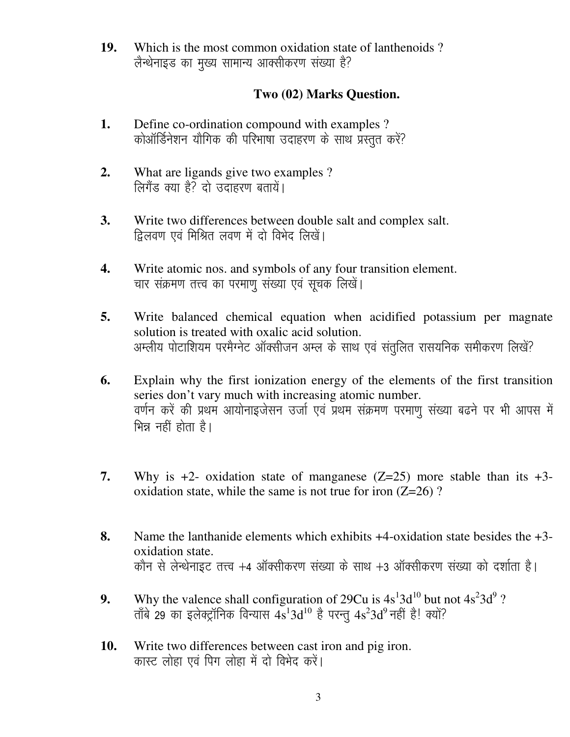**19.** Which is the most common oxidation state of lanthenoids ?
लैन्थेनाइड का मुख्य सामान्य आक्सीकरण संख्या है?

## Two (02) Marks Question.

**1.** Define co-ordination compound with examples ?
कोऑर्डिनेशन यौगिक की परिभाषा उदाहरण के साथ प्रस्तुत करें?

**2.** What are ligands give two examples ?
लिगैंड क्या है? दो उदाहरण बतायें।

**3.** Write two differences between double salt and complex salt.
द्विलवण एवं मिश्रित लवण में दो विभेद लिखें।

**4.** Write atomic nos. and symbols of any four transition element.
चार संक्रमण तत्त्व का परमाणु संख्या एवं सूचक लिखें।

**5.** Write balanced chemical equation when acidified potassium per magnate solution is treated with oxalic acid solution.
अम्लीय पोटाशियम परमैग्नेट ऑक्सीजन अम्ल के साथ एवं संतुलित रासयनिक समीकरण लिखें?

**6.** Explain why the first ionization energy of the elements of the first transition series don't vary much with increasing atomic number.
वर्णन करें की प्रथम आयोनाइजेसन उर्जा एवं प्रथम संक्रमण परमाणु संख्या बढने पर भी आपस में भिन्न नहीं होता है।

**7.** Why is +2- oxidation state of manganese (Z=25) more stable than its +3- oxidation state, while the same is not true for iron (Z=26) ?

**8.** Name the lanthanide elements which exhibits +4-oxidation state besides the +3- oxidation state.
कौन से लेन्थेनाइट तत्त्व +4 ऑक्सीकरण संख्या के साथ +3 ऑक्सीकरण संख्या को दर्शाता है।

**9.** Why the valence shall configuration of 29Cu is $4s^1 3d^{10}$ but not $4s^2 3d^9$ ?
ताँबे 29 का इलेक्ट्रॉनिक विन्यास $4s^1 3d^{10}$ है परन्तु $4s^2 3d^9$ नहीं है! क्यों?

**10.** Write two differences between cast iron and pig iron.
कास्ट लोहा एवं पिग लोहा में दो विभेद करें।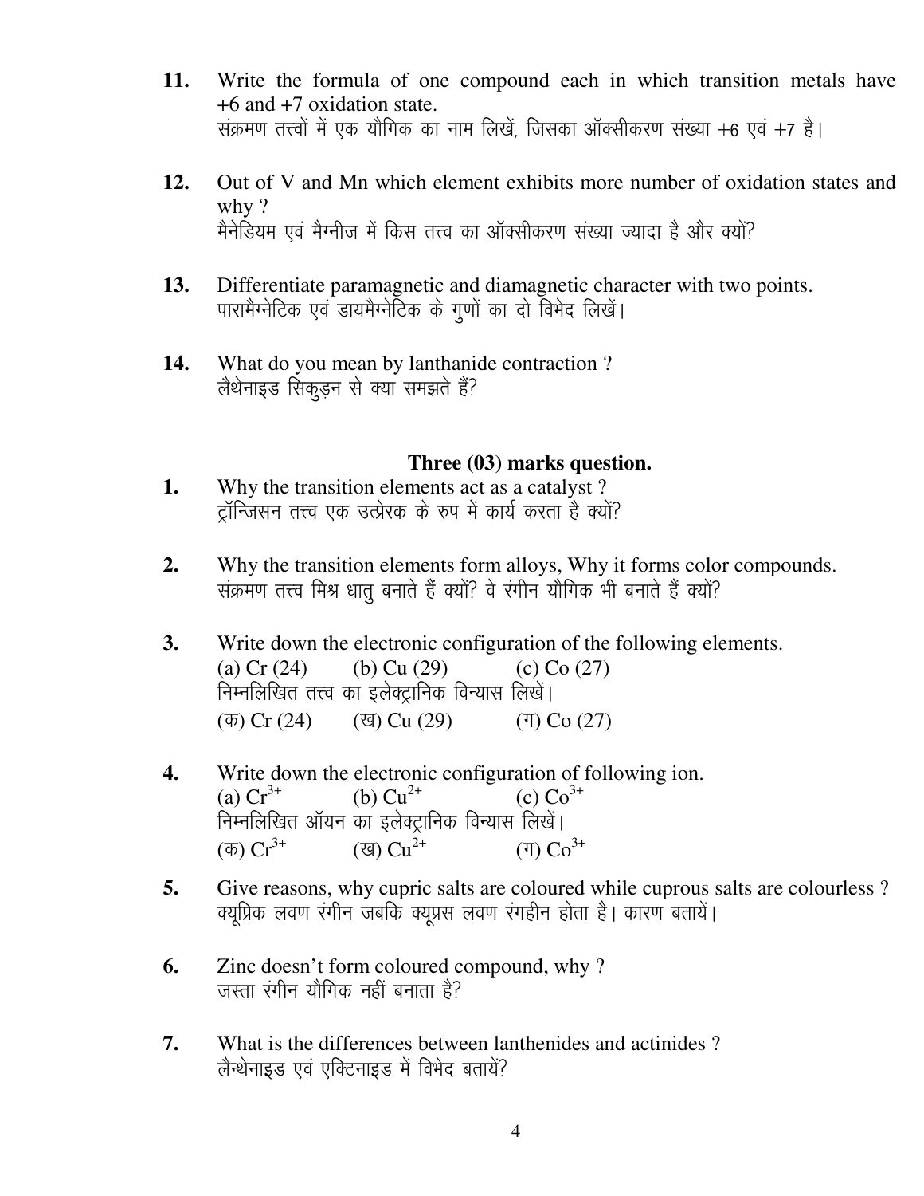11. Write the formula of one compound each in which transition metals have +6 and +7 oxidation state.
संक्रमण तत्त्वों में एक यौगिक का नाम लिखें, जिसका ऑक्सीकरण संख्या +6 एवं +7 है।

12. Out of V and Mn which element exhibits more number of oxidation states and why ?
मैनेडियम एवं मैग्नीज में किस तत्त्व का ऑक्सीकरण संख्या ज्यादा है और क्यों?

13. Differentiate paramagnetic and diamagnetic character with two points.
पारामैग्नेटिक एवं डायमैग्नेटिक के गुणों का दो विभेद लिखें।

14. What do you mean by lanthanide contraction ?
लैथेनाइड सिकुड़न से क्या समझते हैं?

### Three (03) marks question.

1. Why the transition elements act as a catalyst ?
ट्रॉन्जिसन तत्त्व एक उत्प्रेरक के रुप में कार्य करता है क्यों?

2. Why the transition elements form alloys, Why it forms color compounds.
संक्रमण तत्त्व मिश्र धातु बनाते हैं क्यों? वे रंगीन यौगिक भी बनाते हैं क्यों?

3. Write down the electronic configuration of the following elements.
(a) Cr (24) (b) Cu (29) (c) Co (27)
निम्नलिखित तत्त्व का इलेक्ट्रानिक विन्यास लिखें।
(क) Cr (24) (ख) Cu (29) (ग) Co (27)

4. Write down the electronic configuration of following ion.
(a) $Cr^{3+}$ (b) $Cu^{2+}$ (c) $Co^{3+}$
निम्नलिखित ऑयन का इलेक्ट्रानिक विन्यास लिखें।
(क) $Cr^{3+}$ (ख) $Cu^{2+}$ (ग) $Co^{3+}$

5. Give reasons, why cupric salts are coloured while cuprous salts are colourless ?
क्यूप्रिक लवण रंगीन जबकि क्यूप्रस लवण रंगहीन होता है। कारण बतायें।

6. Zinc doesn't form coloured compound, why ?
जस्ता रंगीन यौगिक नहीं बनाता है?

7. What is the differences between lanthenides and actinides ?
लैन्थेनाइड एवं एक्टिनाइड में विभेद बतायें?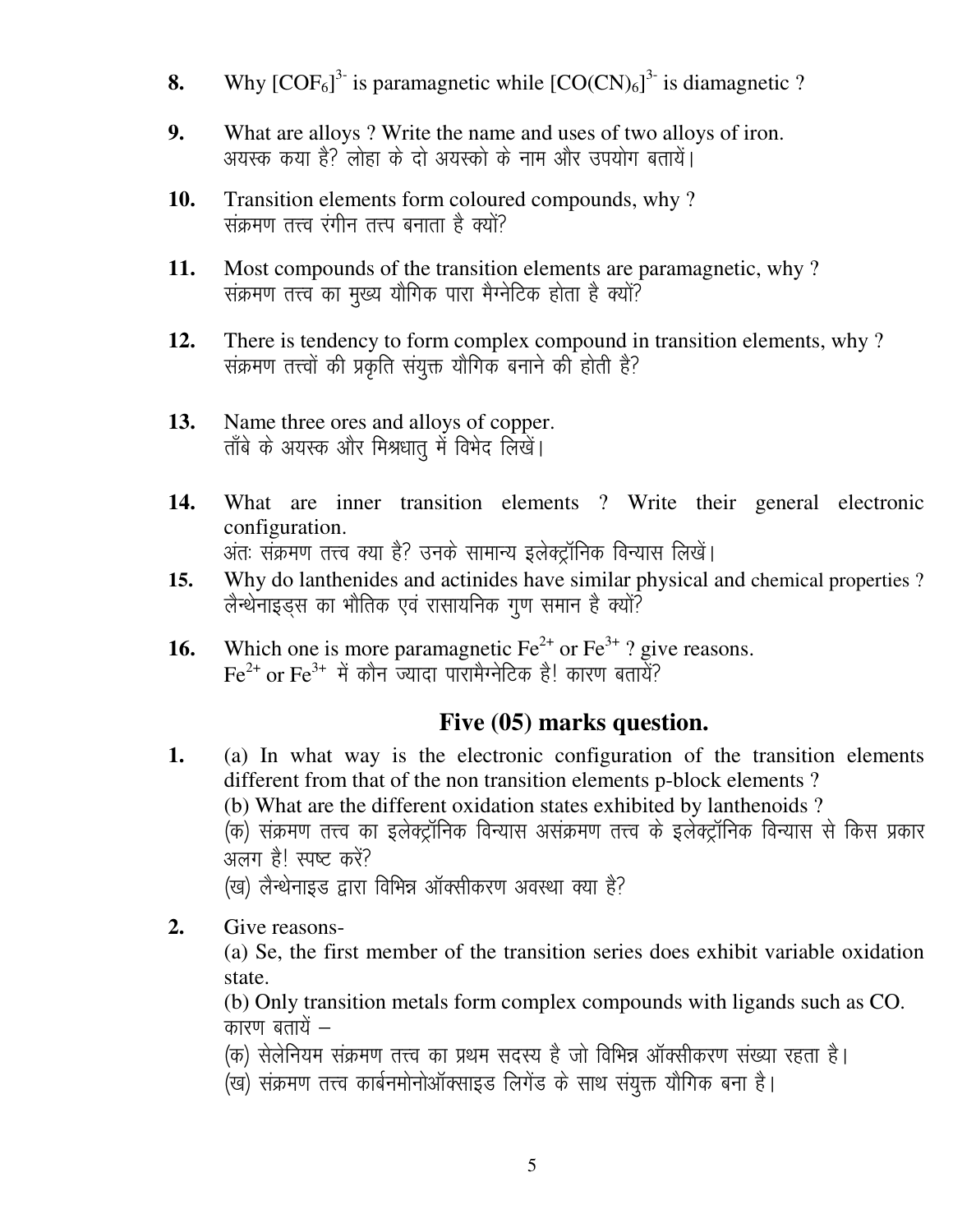**8.** Why $[COF_6]^{3-}$ is paramagnetic while $[CO(CN)_6]^{3-}$ is diamagnetic ?

**9.** What are alloys ? Write the name and uses of two alloys of iron.
अयस्क कया है? लोहा के दो अयस्को के नाम और उपयोग बतायें।

**10.** Transition elements form coloured compounds, why ?
संक्रमण तत्त्व रंगीन तत्प बनाता है क्यों?

**11.** Most compounds of the transition elements are paramagnetic, why ?
संक्रमण तत्त्व का मुख्य यौगिक पारा मैग्नेटिक होता है क्यों?

**12.** There is tendency to form complex compound in transition elements, why ?
संक्रमण तत्त्वों की प्रकृति संयुक्त यौगिक बनाने की होती है?

**13.** Name three ores and alloys of copper.
ताँबे के अयस्क और मिश्रधातु में विभेद लिखें।

**14.** What are inner transition elements ? Write their general electronic configuration.
अंतः संक्रमण तत्त्व क्या है? उनके सामान्य इलेक्ट्रॉनिक विन्यास लिखें।

**15.** Why do lanthenides and actinides have similar physical and chemical properties ?
लैन्थेनाइड्स का भौतिक एवं रासायनिक गुण समान है क्यों?

**16.** Which one is more paramagnetic $Fe^{2+}$ or $Fe^{3+}$ ? give reasons.
$Fe^{2+}$ or $Fe^{3+}$ में कौन ज्यादा पारामैग्नेटिक है! कारण बतायें?

## Five (05) marks question.

**1.** (a) In what way is the electronic configuration of the transition elements different from that of the non transition elements p-block elements ?
(b) What are the different oxidation states exhibited by lanthenoids ?
(क) संक्रमण तत्त्व का इलेक्ट्रॉनिक विन्यास असंक्रमण तत्त्व के इलेक्ट्रॉनिक विन्यास से किस प्रकार अलग है! स्पष्ट करें?
(ख) लैन्थेनाइड द्वारा विभिन्न ऑक्सीकरण अवस्था क्या है?

**2.** Give reasons-
(a) Se, the first member of the transition series does exhibit variable oxidation state.
(b) Only transition metals form complex compounds with ligands such as CO.
कारण बतायें –
(क) सेलेनियम संक्रमण तत्त्व का प्रथम सदस्य है जो विभिन्न ऑक्सीकरण संख्या रहता है।
(ख) संक्रमण तत्त्व कार्बनमोनोऑक्साइड लिगेंड के साथ संयुक्त यौगिक बना है।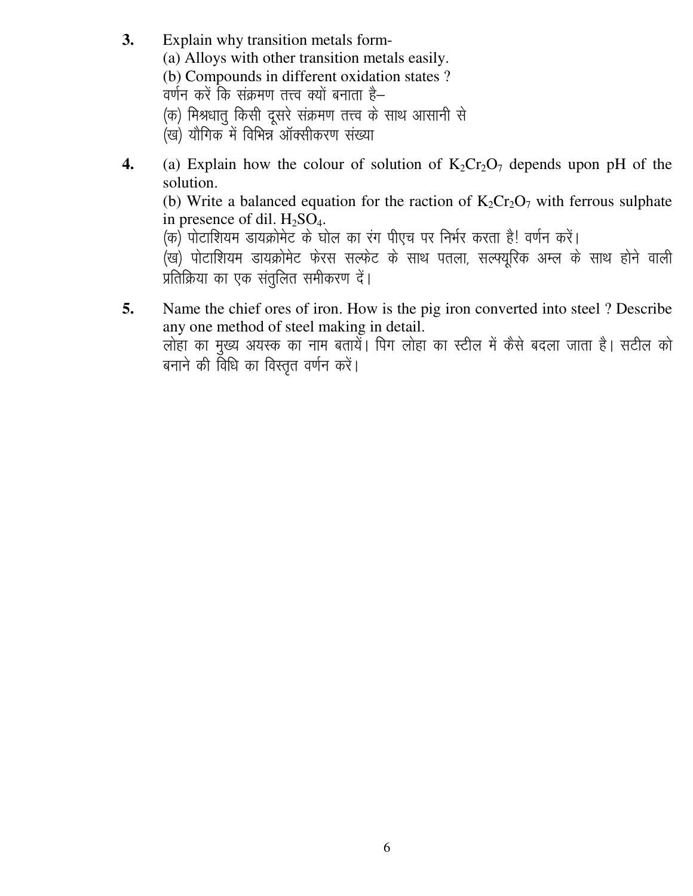**3.** Explain why transition metals form-

(a) Alloys with other transition metals easily.

(b) Compounds in different oxidation states ?

वर्णन करें कि संक्रमण तत्त्व क्यों बनाता है–

(क) मिश्रधातु किसी दूसरे संक्रमण तत्त्व के साथ आसानी से

(ख) यौगिक में विभिन्न ऑक्सीकरण संख्या

**4.** (a) Explain how the colour of solution of $K_2Cr_2O_7$ depends upon pH of the solution.

(b) Write a balanced equation for the raction of $K_2Cr_2O_7$ with ferrous sulphate in presence of dil. $H_2SO_4$.

(क) पोटाशियम डायक्रोमेट के घोल का रंग पीएच पर निर्भर करता है! वर्णन करें।

(ख) पोटाशियम डायक्रोमेट फेरस सल्फेट के साथ पतला, सल्फ्यूरिक अम्ल के साथ होने वाली प्रतिक्रिया का एक संतुलित समीकरण दें।

**5.** Name the chief ores of iron. How is the pig iron converted into steel ? Describe any one method of steel making in detail.

लोहा का मुख्य अयस्क का नाम बतायें। पिग लोहा का स्टील में कैसे बदला जाता है। सटील को बनाने की विधि का विस्तृत वर्णन करें।